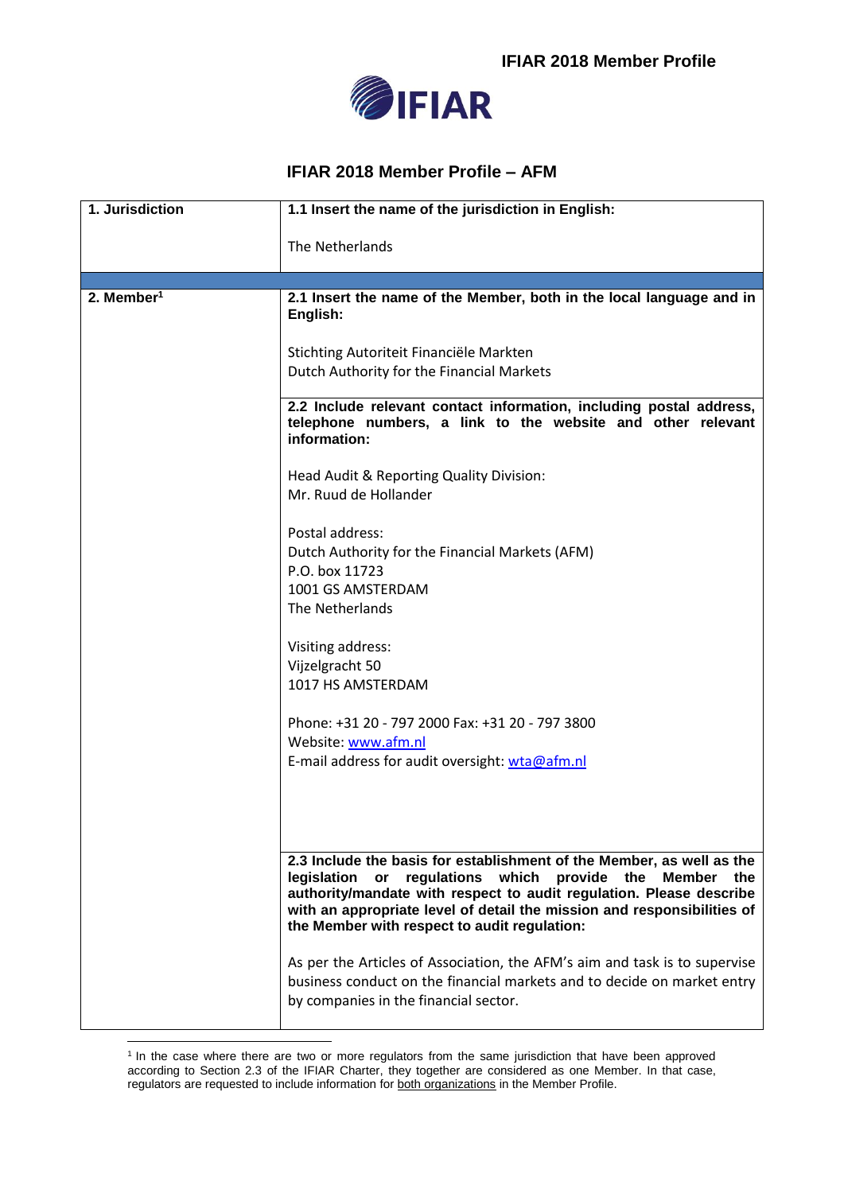# IFIAR 2018 Member Profile – AFM

| 1. Jurisdiction | **1.1 Insert the name of the jurisdiction in English:**<br><br>The Netherlands |
|---|---|
| | |
| 2. Member[1] | **2.1 Insert the name of the Member, both in the local language and in English:**<br><br>Stichting Autoriteit Financiële Markten<br>Dutch Authority for the Financial Markets |
| | **2.2 Include relevant contact information, including postal address, telephone numbers, a link to the website and other relevant information:**<br><br>Head Audit & Reporting Quality Division:<br>Mr. Ruud de Hollander<br><br>Postal address:<br>Dutch Authority for the Financial Markets (AFM)<br>P.O. box 11723<br>1001 GS AMSTERDAM<br>The Netherlands<br><br>Visiting address:<br>Vijzelgracht 50<br>1017 HS AMSTERDAM<br><br>Phone: +31 20 - 797 2000 Fax: +31 20 - 797 3800<br>Website: www.afm.nl<br>E-mail address for audit oversight: wta@afm.nl |
| | **2.3 Include the basis for establishment of the Member, as well as the legislation or regulations which provide the Member the authority/mandate with respect to audit regulation. Please describe with an appropriate level of detail the mission and responsibilities of the Member with respect to audit regulation:**<br><br>As per the Articles of Association, the AFM's aim and task is to supervise business conduct on the financial markets and to decide on market entry by companies in the financial sector. |

[1] In the case where there are two or more regulators from the same jurisdiction that have been approved according to Section 2.3 of the IFIAR Charter, they together are considered as one Member. In that case, regulators are requested to include information for both organizations in the Member Profile.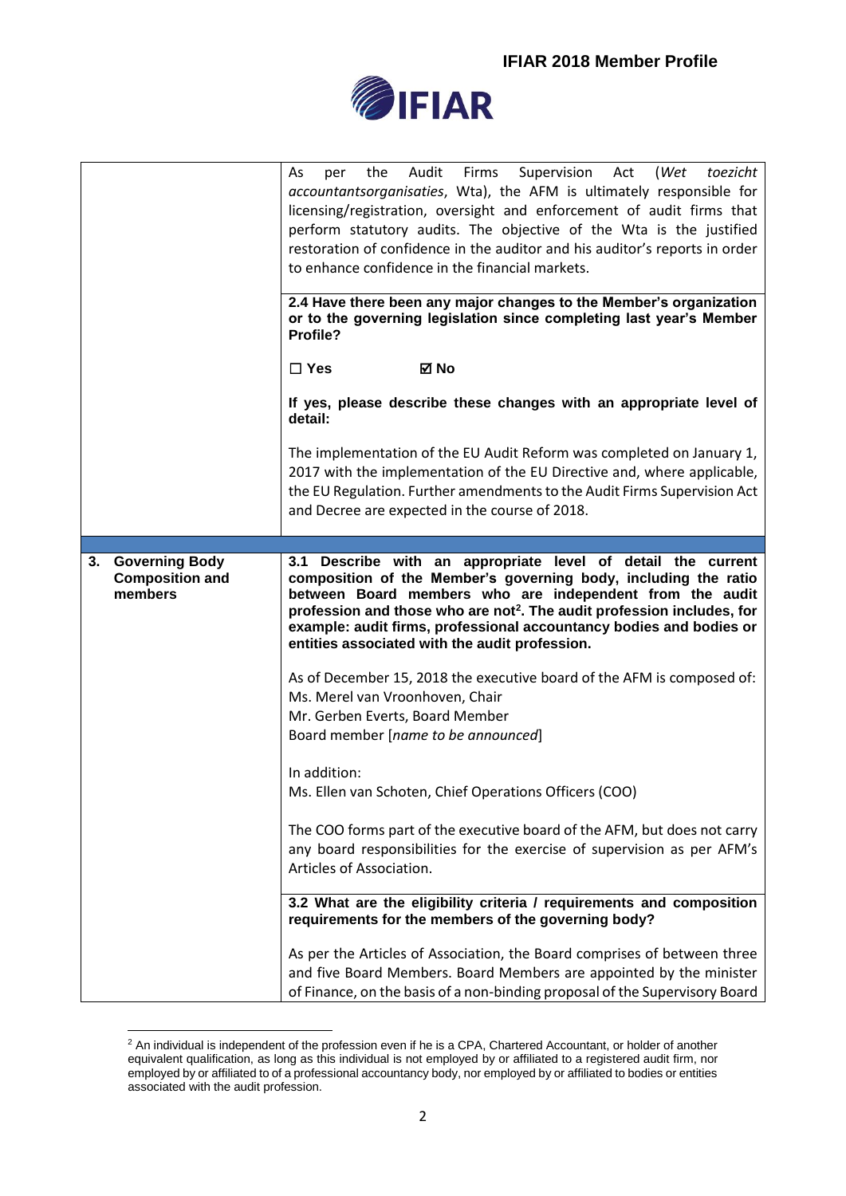| | |
|---|---|
| | As per the Audit Firms Supervision Act (*Wet toezicht accountantsorganisaties*, Wta), the AFM is ultimately responsible for licensing/registration, oversight and enforcement of audit firms that perform statutory audits. The objective of the Wta is the justified restoration of confidence in the auditor and his auditor's reports in order to enhance confidence in the financial markets. |
| | **2.4 Have there been any major changes to the Member's organization or to the governing legislation since completing last year's Member Profile?**<br><br>☐ **Yes** ☑ **No**<br><br>**If yes, please describe these changes with an appropriate level of detail:**<br><br>The implementation of the EU Audit Reform was completed on January 1, 2017 with the implementation of the EU Directive and, where applicable, the EU Regulation. Further amendments to the Audit Firms Supervision Act and Decree are expected in the course of 2018. |
| | |
| **3. Governing Body Composition and members** | **3.1 Describe with an appropriate level of detail the current composition of the Member's governing body, including the ratio between Board members who are independent from the audit profession and those who are not[2]. The audit profession includes, for example: audit firms, professional accountancy bodies and bodies or entities associated with the audit profession.**<br><br>As of December 15, 2018 the executive board of the AFM is composed of:<br>Ms. Merel van Vroonhoven, Chair<br>Mr. Gerben Everts, Board Member<br>Board member [*name to be announced*]<br><br>In addition:<br>Ms. Ellen van Schoten, Chief Operations Officers (COO)<br><br>The COO forms part of the executive board of the AFM, but does not carry any board responsibilities for the exercise of supervision as per AFM's Articles of Association. |
| | **3.2 What are the eligibility criteria / requirements and composition requirements for the members of the governing body?**<br><br>As per the Articles of Association, the Board comprises of between three and five Board Members. Board Members are appointed by the minister of Finance, on the basis of a non-binding proposal of the Supervisory Board |

[2] An individual is independent of the profession even if he is a CPA, Chartered Accountant, or holder of another equivalent qualification, as long as this individual is not employed by or affiliated to a registered audit firm, nor employed by or affiliated to of a professional accountancy body, nor employed by or affiliated to bodies or entities associated with the audit profession.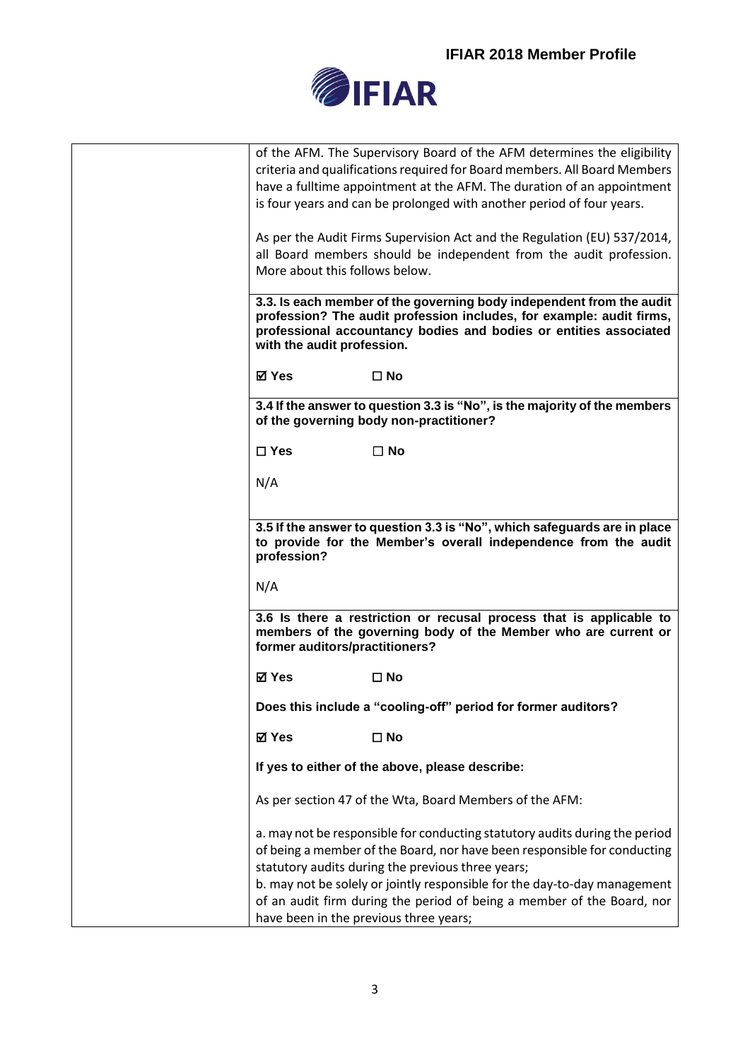of the AFM. The Supervisory Board of the AFM determines the eligibility criteria and qualifications required for Board members. All Board Members have a fulltime appointment at the AFM. The duration of an appointment is four years and can be prolonged with another period of four years.

As per the Audit Firms Supervision Act and the Regulation (EU) 537/2014, all Board members should be independent from the audit profession. More about this follows below.

**3.3. Is each member of the governing body independent from the audit profession? The audit profession includes, for example: audit firms, professional accountancy bodies and bodies or entities associated with the audit profession.**

**☑ Yes** **☐ No**

**3.4 If the answer to question 3.3 is "No", is the majority of the members of the governing body non-practitioner?**

**☐ Yes** **☐ No**

N/A

**3.5 If the answer to question 3.3 is "No", which safeguards are in place to provide for the Member's overall independence from the audit profession?**

N/A

**3.6 Is there a restriction or recusal process that is applicable to members of the governing body of the Member who are current or former auditors/practitioners?**

**☑ Yes** **☐ No**

**Does this include a "cooling-off" period for former auditors?**

**☑ Yes** **☐ No**

**If yes to either of the above, please describe:**

As per section 47 of the Wta, Board Members of the AFM:

a. may not be responsible for conducting statutory audits during the period of being a member of the Board, nor have been responsible for conducting statutory audits during the previous three years;
b. may not be solely or jointly responsible for the day-to-day management of an audit firm during the period of being a member of the Board, nor have been in the previous three years;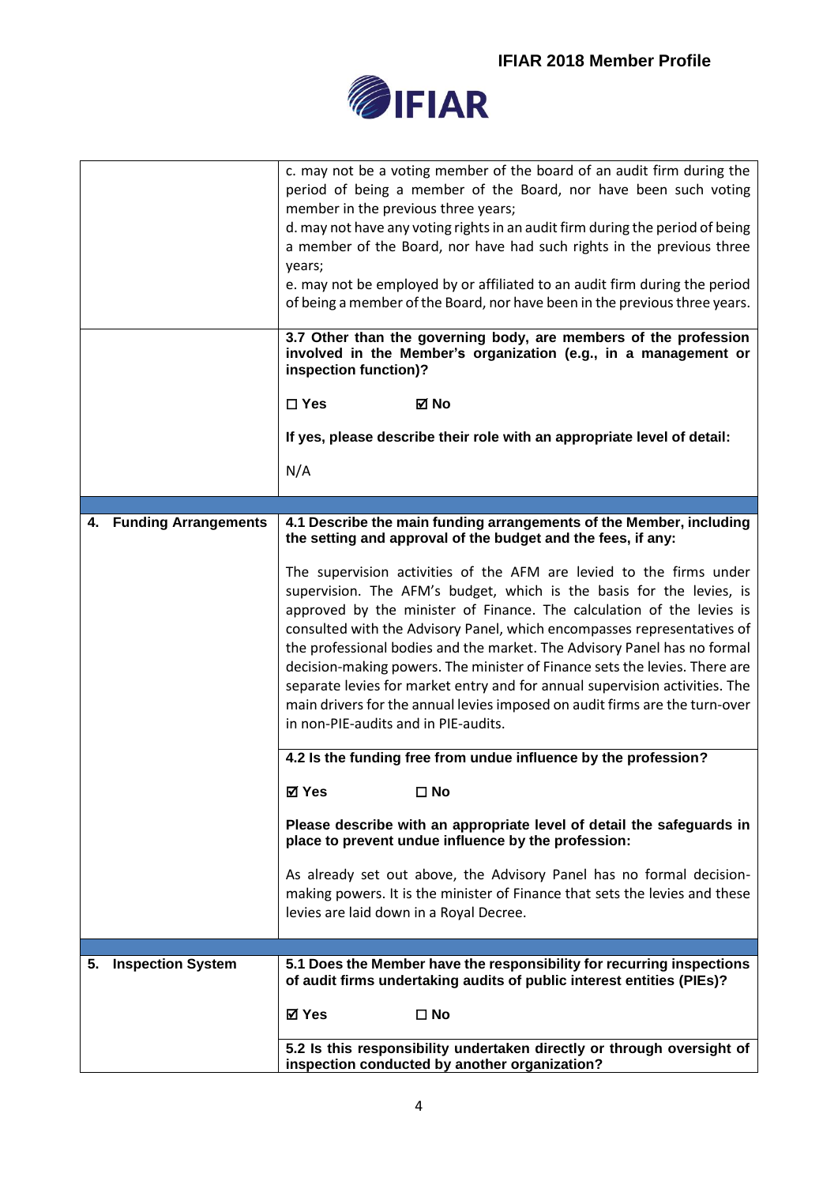| | |
|---|---|
| | c. may not be a voting member of the board of an audit firm during the period of being a member of the Board, nor have been such voting member in the previous three years;<br>d. may not have any voting rights in an audit firm during the period of being a member of the Board, nor have had such rights in the previous three years;<br>e. may not be employed by or affiliated to an audit firm during the period of being a member of the Board, nor have been in the previous three years. |
| | **3.7 Other than the governing body, are members of the profession involved in the Member's organization (e.g., in a management or inspection function)?**<br><br>☐ **Yes** ☑ **No**<br><br>**If yes, please describe their role with an appropriate level of detail:**<br><br>N/A |
| | |
| **4. Funding Arrangements** | **4.1 Describe the main funding arrangements of the Member, including the setting and approval of the budget and the fees, if any:**<br><br>The supervision activities of the AFM are levied to the firms under supervision. The AFM's budget, which is the basis for the levies, is approved by the minister of Finance. The calculation of the levies is consulted with the Advisory Panel, which encompasses representatives of the professional bodies and the market. The Advisory Panel has no formal decision-making powers. The minister of Finance sets the levies. There are separate levies for market entry and for annual supervision activities. The main drivers for the annual levies imposed on audit firms are the turn-over in non-PIE-audits and in PIE-audits. |
| | **4.2 Is the funding free from undue influence by the profession?**<br><br>☑ **Yes** ☐ **No**<br><br>**Please describe with an appropriate level of detail the safeguards in place to prevent undue influence by the profession:**<br><br>As already set out above, the Advisory Panel has no formal decision-making powers. It is the minister of Finance that sets the levies and these levies are laid down in a Royal Decree. |
| | |
| **5. Inspection System** | **5.1 Does the Member have the responsibility for recurring inspections of audit firms undertaking audits of public interest entities (PIEs)?**<br><br>☑ **Yes** ☐ **No** |
| | **5.2 Is this responsibility undertaken directly or through oversight of inspection conducted by another organization?** |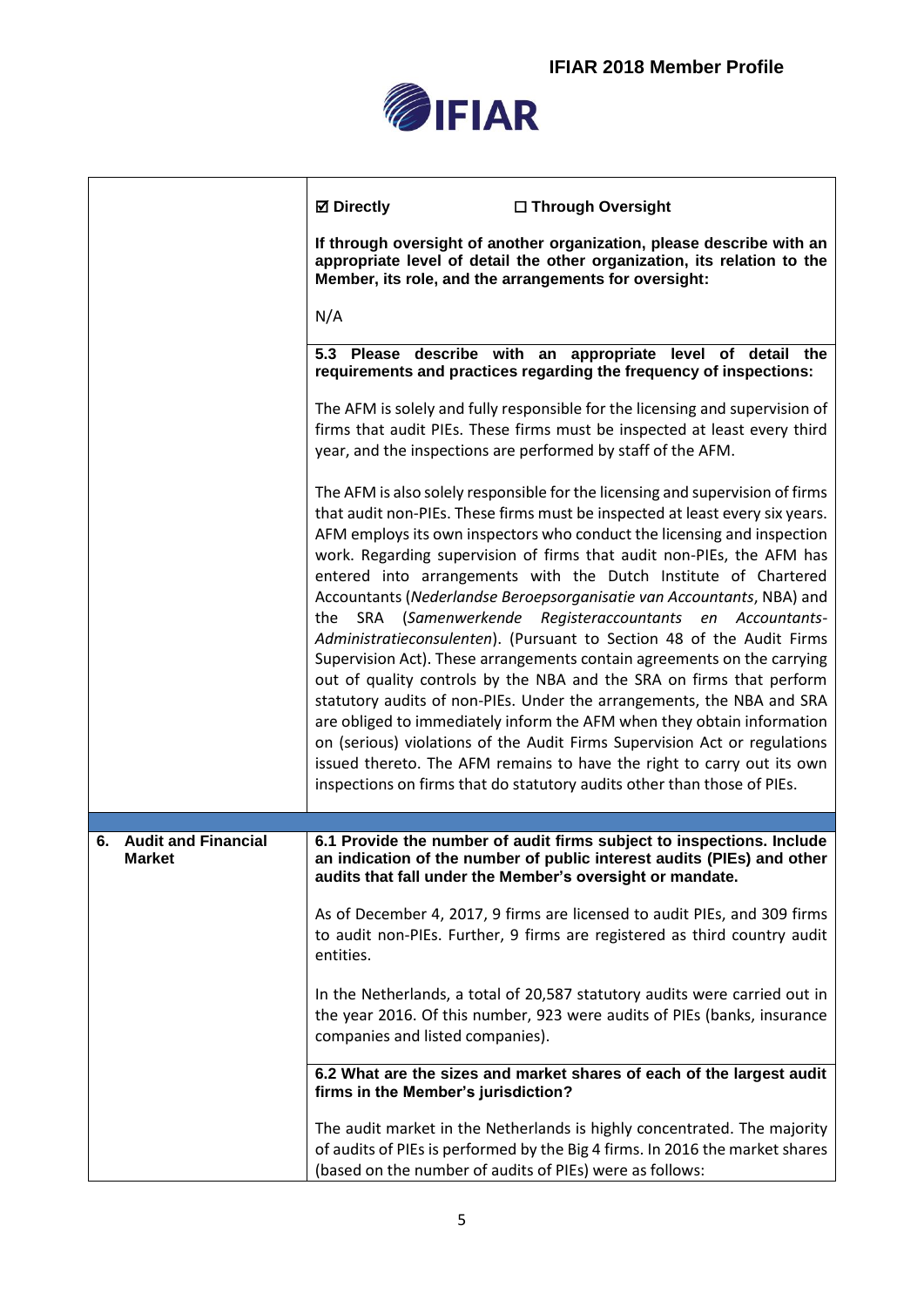| | |
|---|---|
| | ☑ **Directly** ☐ **Through Oversight** |
| | **If through oversight of another organization, please describe with an appropriate level of detail the other organization, its relation to the Member, its role, and the arrangements for oversight:** |
| | N/A |
| | **5.3 Please describe with an appropriate level of detail the requirements and practices regarding the frequency of inspections:** |
| | The AFM is solely and fully responsible for the licensing and supervision of firms that audit PIEs. These firms must be inspected at least every third year, and the inspections are performed by staff of the AFM. |
| | The AFM is also solely responsible for the licensing and supervision of firms that audit non-PIEs. These firms must be inspected at least every six years. AFM employs its own inspectors who conduct the licensing and inspection work. Regarding supervision of firms that audit non-PIEs, the AFM has entered into arrangements with the Dutch Institute of Chartered Accountants (*Nederlandse Beroepsorganisatie van Accountants*, NBA) and the SRA (*Samenwerkende Registeraccountants en Accountants-Administratieconsulenten*). (Pursuant to Section 48 of the Audit Firms Supervision Act). These arrangements contain agreements on the carrying out of quality controls by the NBA and the SRA on firms that perform statutory audits of non-PIEs. Under the arrangements, the NBA and SRA are obliged to immediately inform the AFM when they obtain information on (serious) violations of the Audit Firms Supervision Act or regulations issued thereto. The AFM remains to have the right to carry out its own inspections on firms that do statutory audits other than those of PIEs. |
| | |
| **6. Audit and Financial Market** | **6.1 Provide the number of audit firms subject to inspections. Include an indication of the number of public interest audits (PIEs) and other audits that fall under the Member's oversight or mandate.** |
| | As of December 4, 2017, 9 firms are licensed to audit PIEs, and 309 firms to audit non-PIEs. Further, 9 firms are registered as third country audit entities. |
| | In the Netherlands, a total of 20,587 statutory audits were carried out in the year 2016. Of this number, 923 were audits of PIEs (banks, insurance companies and listed companies). |
| | **6.2 What are the sizes and market shares of each of the largest audit firms in the Member's jurisdiction?** |
| | The audit market in the Netherlands is highly concentrated. The majority of audits of PIEs is performed by the Big 4 firms. In 2016 the market shares (based on the number of audits of PIEs) were as follows: |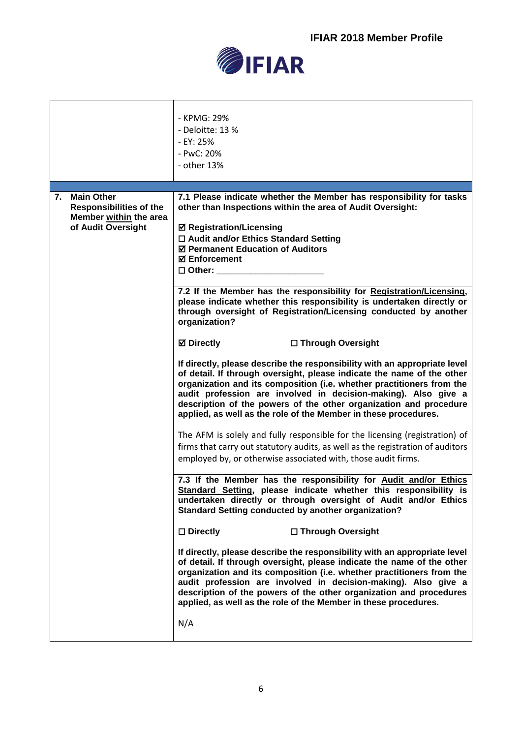| | |
|---|---|
| | - KPMG: 29%<br>- Deloitte: 13 %<br>- EY: 25%<br>- PwC: 20%<br>- other 13% |
| | |
| **7. Main Other Responsibilities of the Member <u>within</u> the area of Audit Oversight** | **7.1 Please indicate whether the Member has responsibility for tasks other than Inspections within the area of Audit Oversight:**<br><br>**☑ Registration/Licensing**<br>**☐ Audit and/or Ethics Standard Setting**<br>**☑ Permanent Education of Auditors**<br>**☑ Enforcement**<br>**☐ Other: \_\_\_\_\_\_\_\_\_\_\_\_\_\_\_\_\_\_\_\_\_\_** |
| | **7.2 If the Member has the responsibility for <u>Registration/Licensing</u>, please indicate whether this responsibility is undertaken directly or through oversight of Registration/Licensing conducted by another organization?**<br><br>**☑ Directly** **☐ Through Oversight**<br><br>**If directly, please describe the responsibility with an appropriate level of detail. If through oversight, please indicate the name of the other organization and its composition (i.e. whether practitioners from the audit profession are involved in decision-making). Also give a description of the powers of the other organization and procedure applied, as well as the role of the Member in these procedures.**<br><br>The AFM is solely and fully responsible for the licensing (registration) of firms that carry out statutory audits, as well as the registration of auditors employed by, or otherwise associated with, those audit firms. |
| | **7.3 If the Member has the responsibility for <u>Audit and/or Ethics Standard Setting</u>, please indicate whether this responsibility is undertaken directly or through oversight of Audit and/or Ethics Standard Setting conducted by another organization?**<br><br>**☐ Directly** **☐ Through Oversight**<br><br>**If directly, please describe the responsibility with an appropriate level of detail. If through oversight, please indicate the name of the other organization and its composition (i.e. whether practitioners from the audit profession are involved in decision-making). Also give a description of the powers of the other organization and procedures applied, as well as the role of the Member in these procedures.**<br><br>N/A |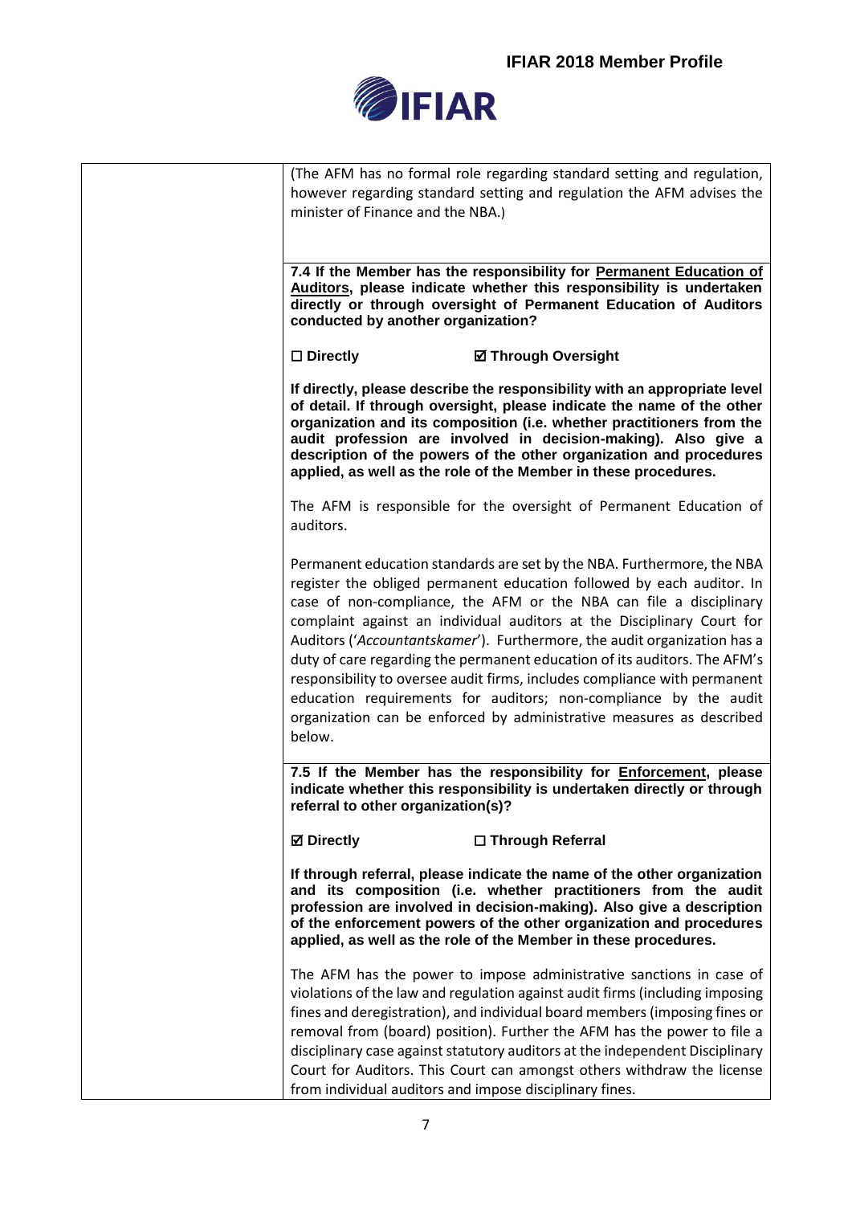(The AFM has no formal role regarding standard setting and regulation, however regarding standard setting and regulation the AFM advises the minister of Finance and the NBA.)

**7.4 If the Member has the responsibility for <u>Permanent Education of Auditors</u>, please indicate whether this responsibility is undertaken directly or through oversight of Permanent Education of Auditors conducted by another organization?**

**☐ Directly** **☑ Through Oversight**

**If directly, please describe the responsibility with an appropriate level of detail. If through oversight, please indicate the name of the other organization and its composition (i.e. whether practitioners from the audit profession are involved in decision-making). Also give a description of the powers of the other organization and procedures applied, as well as the role of the Member in these procedures.**

The AFM is responsible for the oversight of Permanent Education of auditors.

Permanent education standards are set by the NBA. Furthermore, the NBA register the obliged permanent education followed by each auditor. In case of non-compliance, the AFM or the NBA can file a disciplinary complaint against an individual auditors at the Disciplinary Court for Auditors ('*Accountantskamer*'). Furthermore, the audit organization has a duty of care regarding the permanent education of its auditors. The AFM's responsibility to oversee audit firms, includes compliance with permanent education requirements for auditors; non-compliance by the audit organization can be enforced by administrative measures as described below.

**7.5 If the Member has the responsibility for <u>Enforcement</u>, please indicate whether this responsibility is undertaken directly or through referral to other organization(s)?**

**☑ Directly** **☐ Through Referral**

**If through referral, please indicate the name of the other organization and its composition (i.e. whether practitioners from the audit profession are involved in decision-making). Also give a description of the enforcement powers of the other organization and procedures applied, as well as the role of the Member in these procedures.**

The AFM has the power to impose administrative sanctions in case of violations of the law and regulation against audit firms (including imposing fines and deregistration), and individual board members (imposing fines or removal from (board) position). Further the AFM has the power to file a disciplinary case against statutory auditors at the independent Disciplinary Court for Auditors. This Court can amongst others withdraw the license from individual auditors and impose disciplinary fines.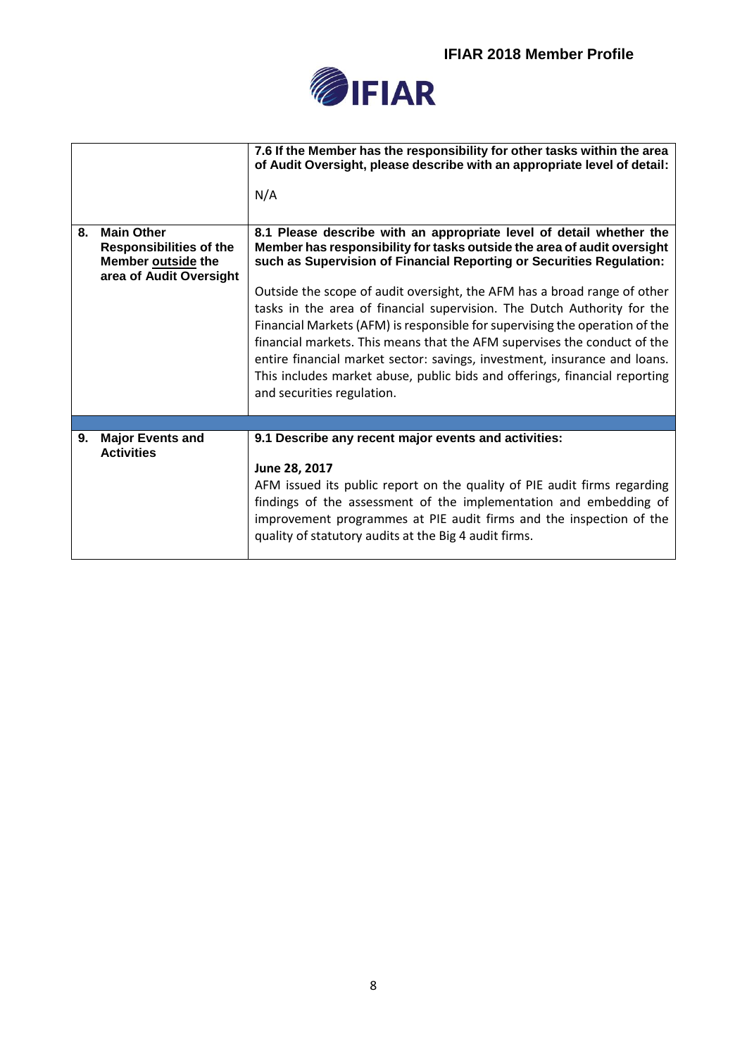| | |
|---|---|
| | **7.6 If the Member has the responsibility for other tasks within the area of Audit Oversight, please describe with an appropriate level of detail:**<br><br>N/A |
| **8. Main Other Responsibilities of the Member outside the area of Audit Oversight** | **8.1 Please describe with an appropriate level of detail whether the Member has responsibility for tasks outside the area of audit oversight such as Supervision of Financial Reporting or Securities Regulation:**<br><br>Outside the scope of audit oversight, the AFM has a broad range of other tasks in the area of financial supervision. The Dutch Authority for the Financial Markets (AFM) is responsible for supervising the operation of the financial markets. This means that the AFM supervises the conduct of the entire financial market sector: savings, investment, insurance and loans. This includes market abuse, public bids and offerings, financial reporting and securities regulation. |
| | |
| **9. Major Events and Activities** | **9.1 Describe any recent major events and activities:**<br><br>**June 28, 2017**<br>AFM issued its public report on the quality of PIE audit firms regarding findings of the assessment of the implementation and embedding of improvement programmes at PIE audit firms and the inspection of the quality of statutory audits at the Big 4 audit firms. |